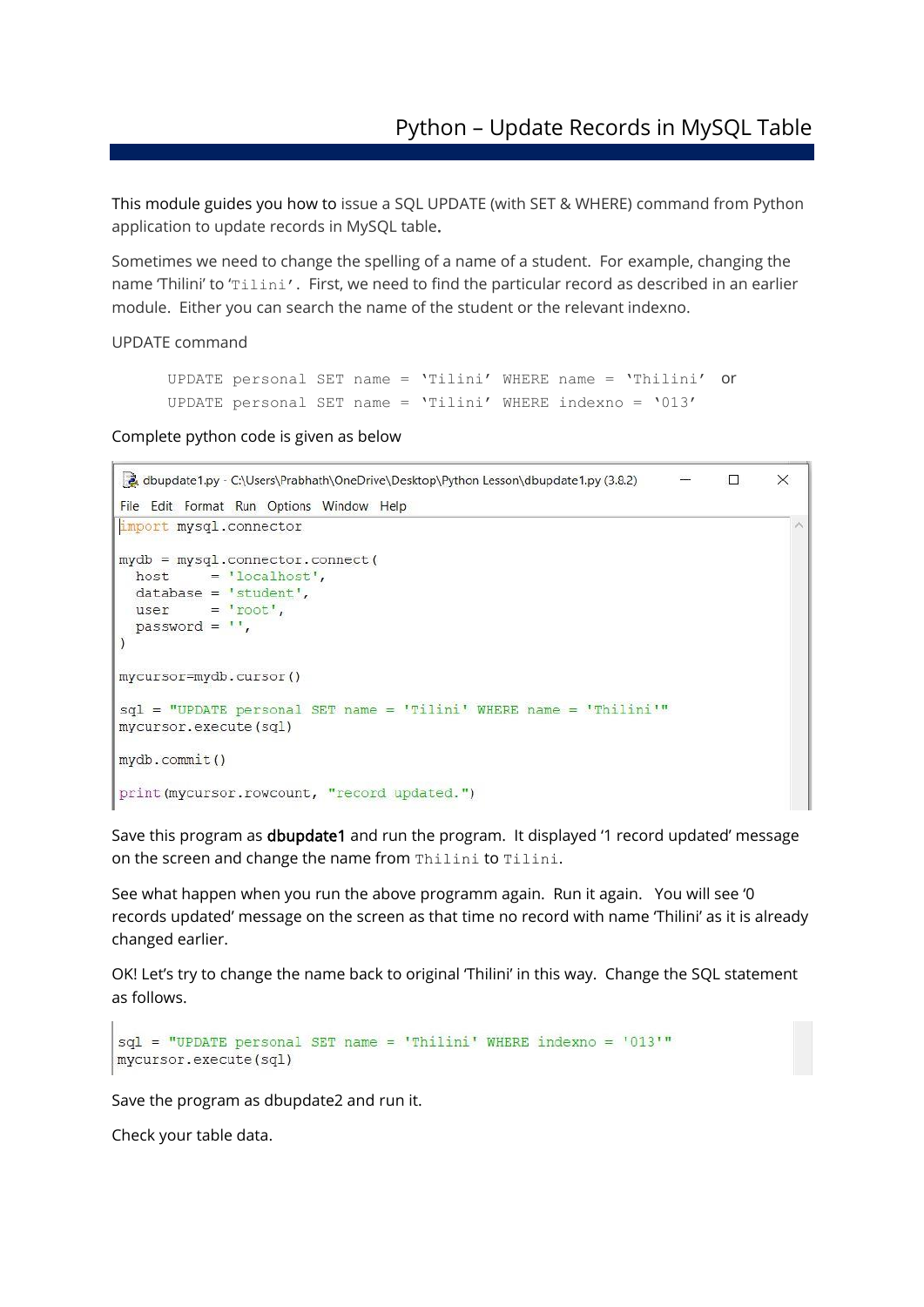# Python – Update Records in MySQL Table

This module guides you how to issue a SQL UPDATE (with SET & WHERE) command from Python application to update records in MySQL table.

Sometimes we need to change the spelling of a name of a student. For example, changing the name 'Thilini' to 'Tilini'. First, we need to find the particular record as described in an earlier module. Either you can search the name of the student or the relevant indexno.

UPDATE command

```
UPDATE personal SET name = 'Tilini' WHERE name = 'Thilini'
```

or

```
UPDATE personal SET name = 'Tilini' WHERE indexno = '013'
```

Complete python code is given as below

dbupdate1.py - C:\Users\Prabhath\OneDrive\Desktop\Python Lesson\dbupdate1.py (3.8.2)

```python
import mysql.connector

mydb = mysql.connector.connect(
  host     = 'localhost',
  database = 'student',
  user     = 'root',
  password = '',
)

mycursor=mydb.cursor()

sql = "UPDATE personal SET name = 'Tilini' WHERE name = 'Thilini'"
mycursor.execute(sql)

mydb.commit()

print(mycursor.rowcount, "record updated.")
```

Save this program as **dbupdate1** and run the program. It displayed '1 record updated' message on the screen and change the name from Thilini to Tilini.

See what happen when you run the above programm again. Run it again. You will see '0 records updated' message on the screen as that time no record with name 'Thilini' as it is already changed earlier.

OK! Let's try to change the name back to original 'Thilini' in this way. Change the SQL statement as follows.

```python
sql = "UPDATE personal SET name = 'Thilini' WHERE indexno = '013'"
mycursor.execute(sql)
```

Save the program as dbupdate2 and run it.

Check your table data.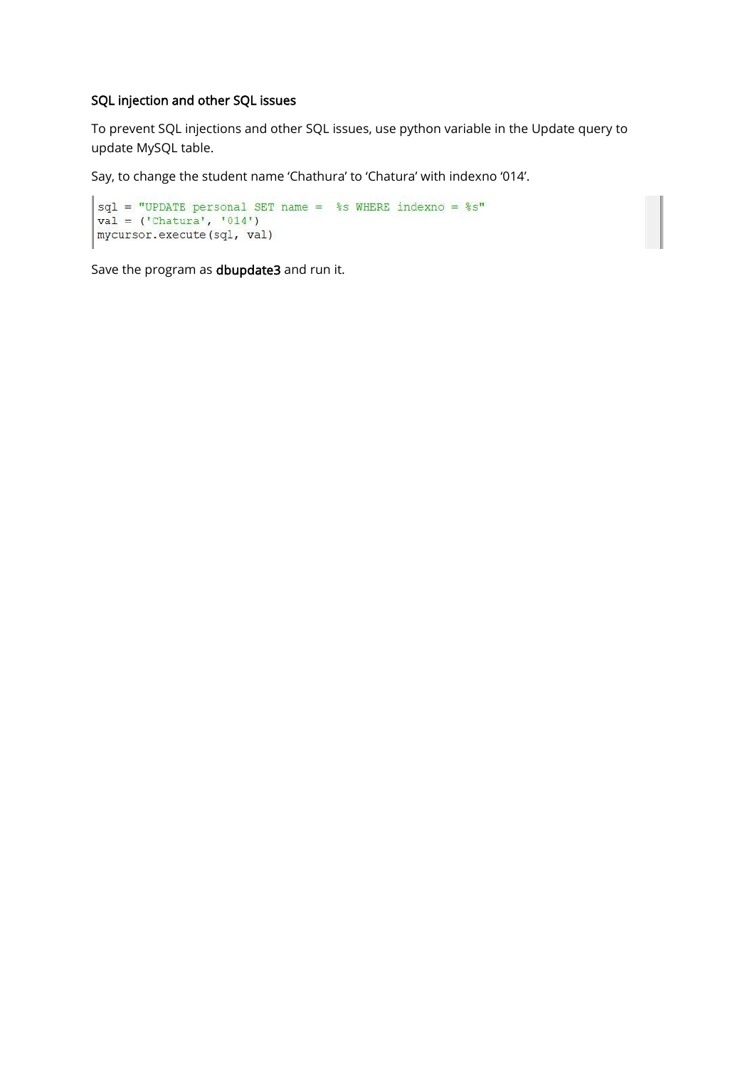### SQL injection and other SQL issues

To prevent SQL injections and other SQL issues, use python variable in the Update query to update MySQL table.

Say, to change the student name 'Chathura' to 'Chatura' with indexno '014'.

```
sql = "UPDATE personal SET name =  %s WHERE indexno = %s"
val = ('Chatura', '014')
mycursor.execute(sql, val)
```

Save the program as **dbupdate3** and run it.